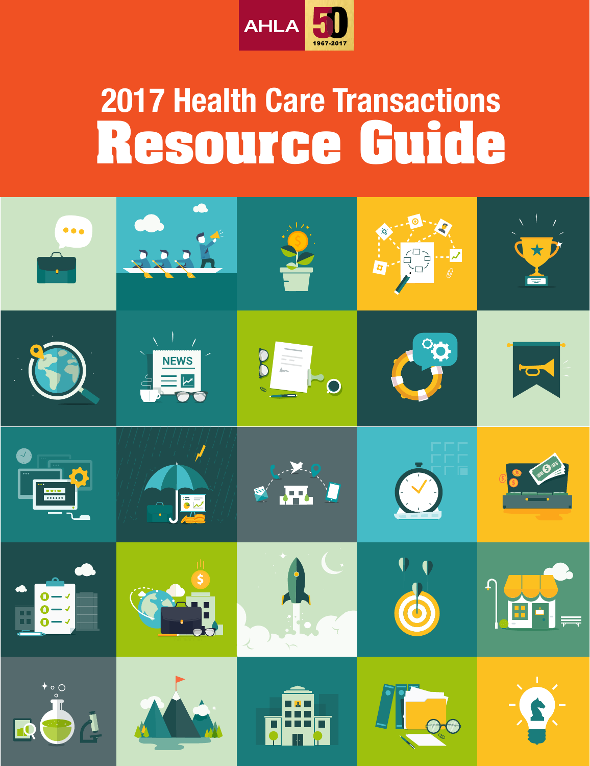AHLA 50 1967-2017

# 2017 Health Care Transactions Resource Guide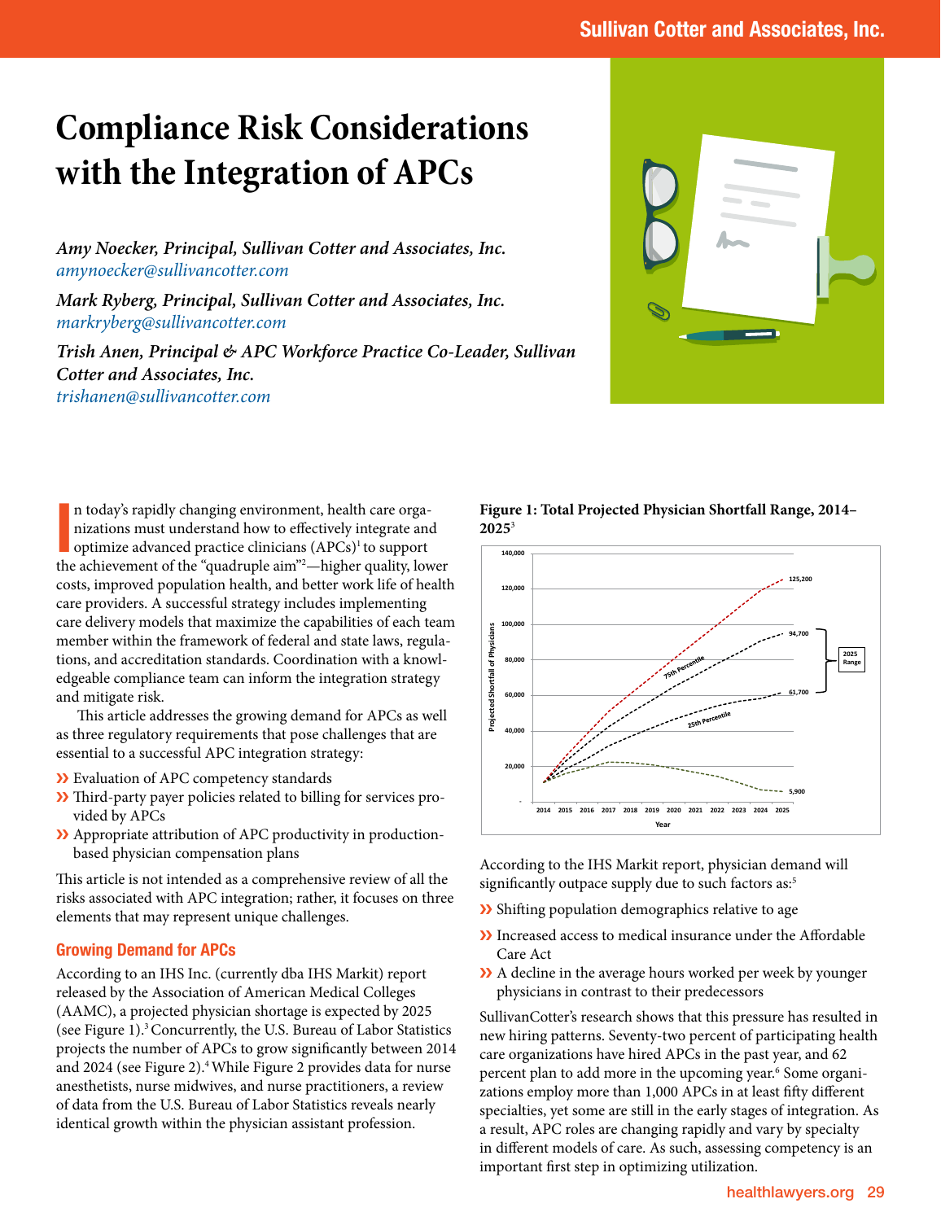# Compliance Risk Considerations with the Integration of APCs

*Amy Noecker, Principal, Sullivan Cotter and Associates, Inc.*
*amynoecker@sullivancotter.com*

*Mark Ryberg, Principal, Sullivan Cotter and Associates, Inc.*
*markryberg@sullivancotter.com*

*Trish Anen, Principal & APC Workforce Practice Co-Leader, Sullivan Cotter and Associates, Inc.*
*trishanen@sullivancotter.com*

In today's rapidly changing environment, health care organizations must understand how to effectively integrate and optimize advanced practice clinicians (APCs)[1] to support the achievement of the "quadruple aim"[2]—higher quality, lower costs, improved population health, and better work life of health care providers. A successful strategy includes implementing care delivery models that maximize the capabilities of each team member within the framework of federal and state laws, regulations, and accreditation standards. Coordination with a knowledgeable compliance team can inform the integration strategy and mitigate risk.

This article addresses the growing demand for APCs as well as three regulatory requirements that pose challenges that are essential to a successful APC integration strategy:

- Evaluation of APC competency standards
- Third-party payer policies related to billing for services provided by APCs
- Appropriate attribution of APC productivity in production-based physician compensation plans

This article is not intended as a comprehensive review of all the risks associated with APC integration; rather, it focuses on three elements that may represent unique challenges.

## Growing Demand for APCs

According to an IHS Inc. (currently dba IHS Markit) report released by the Association of American Medical Colleges (AAMC), a projected physician shortage is expected by 2025 (see Figure 1).[3] Concurrently, the U.S. Bureau of Labor Statistics projects the number of APCs to grow significantly between 2014 and 2024 (see Figure 2).[4] While Figure 2 provides data for nurse anesthetists, nurse midwives, and nurse practitioners, a review of data from the U.S. Bureau of Labor Statistics reveals nearly identical growth within the physician assistant profession.

**Figure 1: Total Projected Physician Shortfall Range, 2014–2025[3]**

According to the IHS Markit report, physician demand will significantly outpace supply due to such factors as:[5]

- Shifting population demographics relative to age
- Increased access to medical insurance under the Affordable Care Act
- A decline in the average hours worked per week by younger physicians in contrast to their predecessors

SullivanCotter's research shows that this pressure has resulted in new hiring patterns. Seventy-two percent of participating health care organizations have hired APCs in the past year, and 62 percent plan to add more in the upcoming year.[6] Some organizations employ more than 1,000 APCs in at least fifty different specialties, yet some are still in the early stages of integration. As a result, APC roles are changing rapidly and vary by specialty in different models of care. As such, assessing competency is an important first step in optimizing utilization.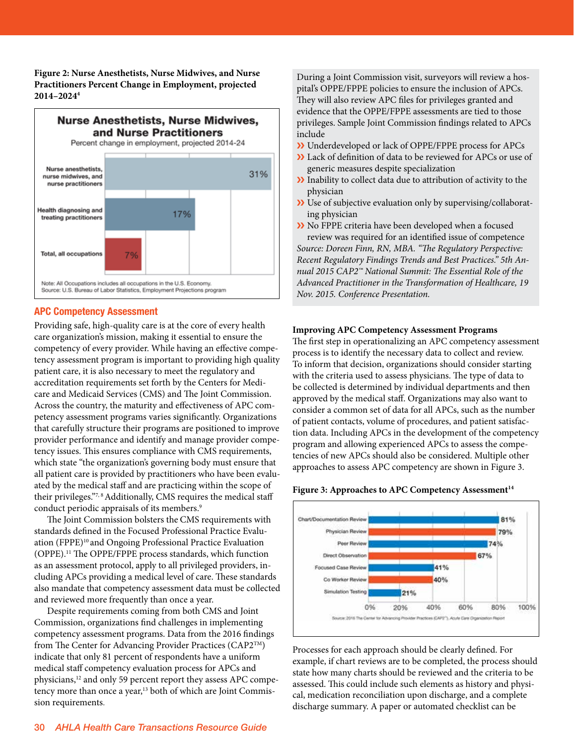**Figure 2: Nurse Anesthetists, Nurse Midwives, and Nurse Practitioners Percent Change in Employment, projected 2014–2024**[4]

**Nurse Anesthetists, Nurse Midwives, and Nurse Practitioners**
Percent change in employment, projected 2014-24

| Occupation | Percent change |
| --- | --- |
| Nurse anesthetists, nurse midwives, and nurse practitioners | 31% |
| Health diagnosing and treating practitioners | 17% |
| Total, all occupations | 7% |

Note: All Occupations includes all occupations in the U.S. Economy.
Source: U.S. Bureau of Labor Statistics, Employment Projections program

## APC Competency Assessment

Providing safe, high-quality care is at the core of every health care organization's mission, making it essential to ensure the competency of every provider. While having an effective competency assessment program is important to providing high quality patient care, it is also necessary to meet the regulatory and accreditation requirements set forth by the Centers for Medicare and Medicaid Services (CMS) and The Joint Commission. Across the country, the maturity and effectiveness of APC competency assessment programs varies significantly. Organizations that carefully structure their programs are positioned to improve provider performance and identify and manage provider competency issues. This ensures compliance with CMS requirements, which state "the organization's governing body must ensure that all patient care is provided by practitioners who have been evaluated by the medical staff and are practicing within the scope of their privileges."[7, 8] Additionally, CMS requires the medical staff conduct periodic appraisals of its members.[9]

The Joint Commission bolsters the CMS requirements with standards defined in the Focused Professional Practice Evaluation (FPPE)[10] and Ongoing Professional Practice Evaluation (OPPE).[11] The OPPE/FPPE process standards, which function as an assessment protocol, apply to all privileged providers, including APCs providing a medical level of care. These standards also mandate that competency assessment data must be collected and reviewed more frequently than once a year.

Despite requirements coming from both CMS and Joint Commission, organizations find challenges in implementing competency assessment programs. Data from the 2016 findings from The Center for Advancing Provider Practices (CAP2™) indicate that only 81 percent of respondents have a uniform medical staff competency evaluation process for APCs and physicians,[12] and only 59 percent report they assess APC competency more than once a year,[13] both of which are Joint Commission requirements.

During a Joint Commission visit, surveyors will review a hospital's OPPE/FPPE policies to ensure the inclusion of APCs. They will also review APC files for privileges granted and evidence that the OPPE/FPPE assessments are tied to those privileges. Sample Joint Commission findings related to APCs include

- Underdeveloped or lack of OPPE/FPPE process for APCs
- Lack of definition of data to be reviewed for APCs or use of generic measures despite specialization
- Inability to collect data due to attribution of activity to the physician
- Use of subjective evaluation only by supervising/collaborating physician
- No FPPE criteria have been developed when a focused review was required for an identified issue of competence

*Source: Doreen Finn, RN, MBA. "The Regulatory Perspective: Recent Regulatory Findings Trends and Best Practices." 5th Annual 2015 CAP2™ National Summit: The Essential Role of the Advanced Practitioner in the Transformation of Healthcare, 19 Nov. 2015. Conference Presentation.*

### Improving APC Competency Assessment Programs

The first step in operationalizing an APC competency assessment process is to identify the necessary data to collect and review. To inform that decision, organizations should consider starting with the criteria used to assess physicians. The type of data to be collected is determined by individual departments and then approved by the medical staff. Organizations may also want to consider a common set of data for all APCs, such as the number of patient contacts, volume of procedures, and patient satisfaction data. Including APCs in the development of the competency program and allowing experienced APCs to assess the competencies of new APCs should also be considered. Multiple other approaches to assess APC competency are shown in Figure 3.

**Figure 3: Approaches to APC Competency Assessment**[14]

| Approach | Percent |
| --- | --- |
| Chart/Documentation Review | 81% |
| Physician Review | 79% |
| Peer Review | 74% |
| Direct Observation | 67% |
| Focused Case Review | 41% |
| Co Worker Review | 40% |
| Simulation Testing | 21% |

Source: 2016 The Center for Advancing Provider Practices (CAP2™), Acute Care Organization Report

Processes for each approach should be clearly defined. For example, if chart reviews are to be completed, the process should state how many charts should be reviewed and the criteria to be assessed. This could include such elements as history and physical, medication reconciliation upon discharge, and a complete discharge summary. A paper or automated checklist can be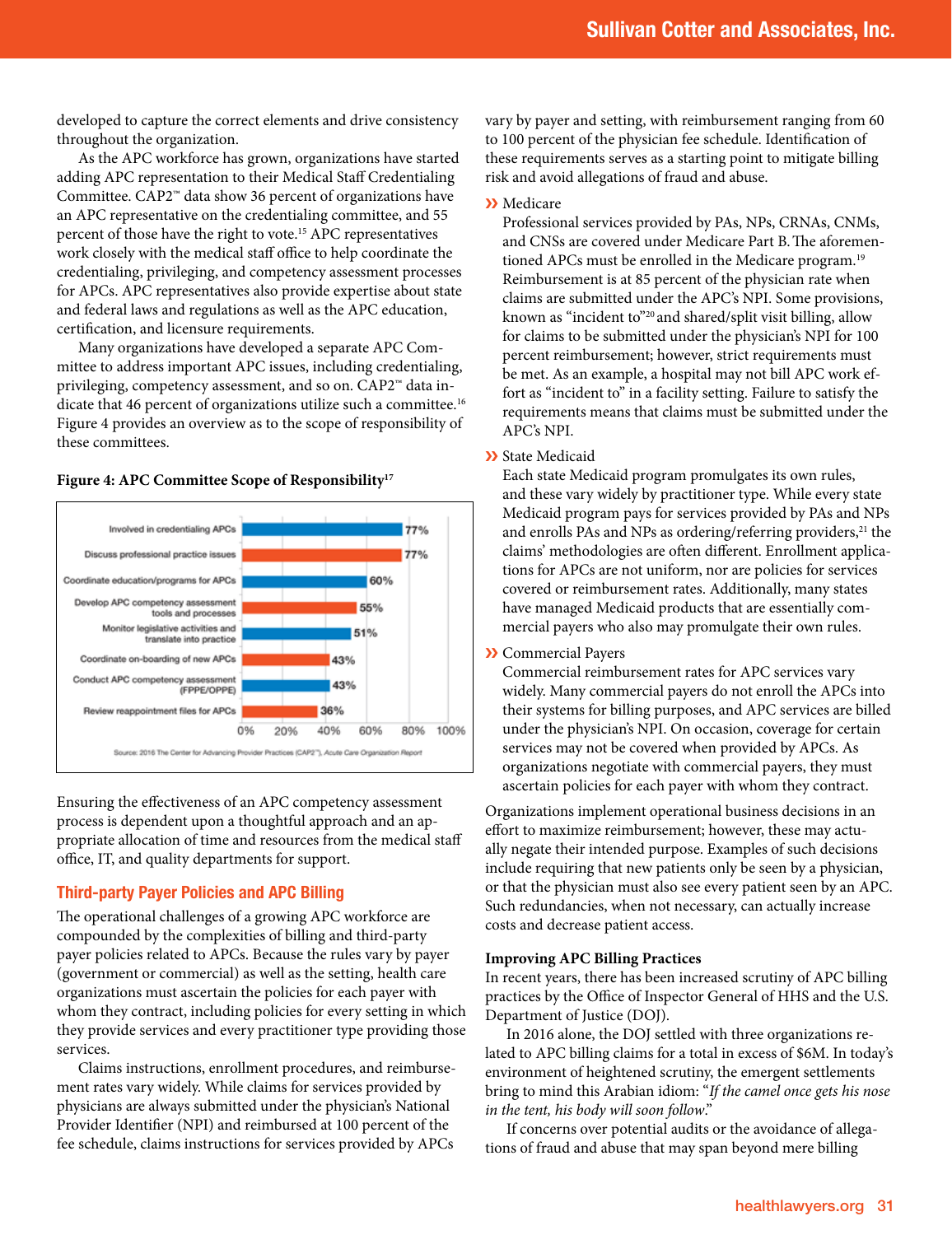developed to capture the correct elements and drive consistency throughout the organization.

As the APC workforce has grown, organizations have started adding APC representation to their Medical Staff Credentialing Committee. CAP2™ data show 36 percent of organizations have an APC representative on the credentialing committee, and 55 percent of those have the right to vote.[15] APC representatives work closely with the medical staff office to help coordinate the credentialing, privileging, and competency assessment processes for APCs. APC representatives also provide expertise about state and federal laws and regulations as well as the APC education, certification, and licensure requirements.

Many organizations have developed a separate APC Committee to address important APC issues, including credentialing, privileging, competency assessment, and so on. CAP2™ data indicate that 46 percent of organizations utilize such a committee.[16] Figure 4 provides an overview as to the scope of responsibility of these committees.

**Figure 4: APC Committee Scope of Responsibility**[17]

| Responsibility | Percent |
|---|---|
| Involved in credentialing APCs | 77% |
| Discuss professional practice issues | 77% |
| Coordinate education/programs for APCs | 60% |
| Develop APC competency assessment tools and processes | 55% |
| Monitor legislative activities and translate into practice | 51% |
| Coordinate on-boarding of new APCs | 43% |
| Conduct APC competency assessment (FPPE/OPPE) | 43% |
| Review reappointment files for APCs | 36% |

Source: 2016 The Center for Advancing Provider Practices (CAP2™), *Acute Care Organization Report*

Ensuring the effectiveness of an APC competency assessment process is dependent upon a thoughtful approach and an appropriate allocation of time and resources from the medical staff office, IT, and quality departments for support.

## Third-party Payer Policies and APC Billing

The operational challenges of a growing APC workforce are compounded by the complexities of billing and third-party payer policies related to APCs. Because the rules vary by payer (government or commercial) as well as the setting, health care organizations must ascertain the policies for each payer with whom they contract, including policies for every setting in which they provide services and every practitioner type providing those services.

Claims instructions, enrollment procedures, and reimbursement rates vary widely. While claims for services provided by physicians are always submitted under the physician's National Provider Identifier (NPI) and reimbursed at 100 percent of the fee schedule, claims instructions for services provided by APCs vary by payer and setting, with reimbursement ranging from 60 to 100 percent of the physician fee schedule. Identification of these requirements serves as a starting point to mitigate billing risk and avoid allegations of fraud and abuse.

- **Medicare**
  Professional services provided by PAs, NPs, CRNAs, CNMs, and CNSs are covered under Medicare Part B. The aforementioned APCs must be enrolled in the Medicare program.[19] Reimbursement is at 85 percent of the physician rate when claims are submitted under the APC's NPI. Some provisions, known as "incident to"[20] and shared/split visit billing, allow for claims to be submitted under the physician's NPI for 100 percent reimbursement; however, strict requirements must be met. As an example, a hospital may not bill APC work effort as "incident to" in a facility setting. Failure to satisfy the requirements means that claims must be submitted under the APC's NPI.

- **State Medicaid**
  Each state Medicaid program promulgates its own rules, and these vary widely by practitioner type. While every state Medicaid program pays for services provided by PAs and NPs and enrolls PAs and NPs as ordering/referring providers,[21] the claims' methodologies are often different. Enrollment applications for APCs are not uniform, nor are policies for services covered or reimbursement rates. Additionally, many states have managed Medicaid products that are essentially commercial payers who also may promulgate their own rules.

- **Commercial Payers**
  Commercial reimbursement rates for APC services vary widely. Many commercial payers do not enroll the APCs into their systems for billing purposes, and APC services are billed under the physician's NPI. On occasion, coverage for certain services may not be covered when provided by APCs. As organizations negotiate with commercial payers, they must ascertain policies for each payer with whom they contract.

Organizations implement operational business decisions in an effort to maximize reimbursement; however, these may actually negate their intended purpose. Examples of such decisions include requiring that new patients only be seen by a physician, or that the physician must also see every patient seen by an APC. Such redundancies, when not necessary, can actually increase costs and decrease patient access.

### Improving APC Billing Practices

In recent years, there has been increased scrutiny of APC billing practices by the Office of Inspector General of HHS and the U.S. Department of Justice (DOJ).

In 2016 alone, the DOJ settled with three organizations related to APC billing claims for a total in excess of $6M. In today's environment of heightened scrutiny, the emergent settlements bring to mind this Arabian idiom: "*If the camel once gets his nose in the tent, his body will soon follow*."

If concerns over potential audits or the avoidance of allegations of fraud and abuse that may span beyond mere billing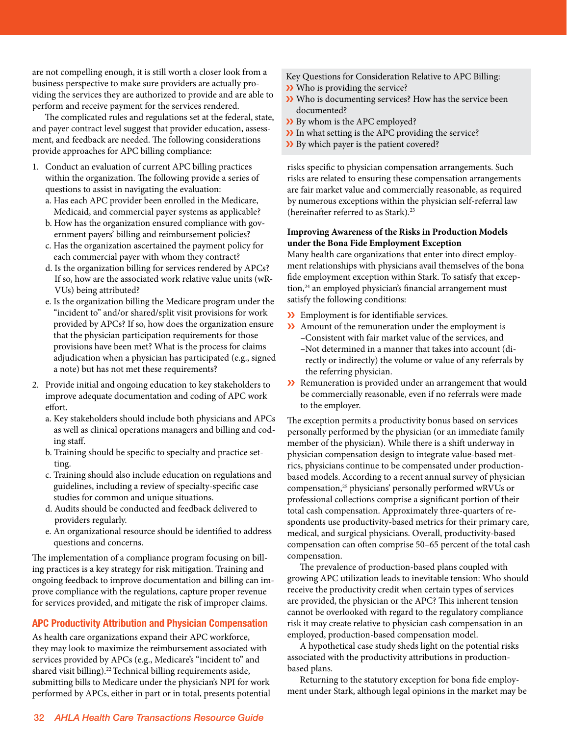are not compelling enough, it is still worth a closer look from a business perspective to make sure providers are actually providing the services they are authorized to provide and are able to perform and receive payment for the services rendered.

The complicated rules and regulations set at the federal, state, and payer contract level suggest that provider education, assessment, and feedback are needed. The following considerations provide approaches for APC billing compliance:

1. Conduct an evaluation of current APC billing practices within the organization. The following provide a series of questions to assist in navigating the evaluation:
   a. Has each APC provider been enrolled in the Medicare, Medicaid, and commercial payer systems as applicable?
   b. How has the organization ensured compliance with government payers' billing and reimbursement policies?
   c. Has the organization ascertained the payment policy for each commercial payer with whom they contract?
   d. Is the organization billing for services rendered by APCs? If so, how are the associated work relative value units (wRVUs) being attributed?
   e. Is the organization billing the Medicare program under the "incident to" and/or shared/split visit provisions for work provided by APCs? If so, how does the organization ensure that the physician participation requirements for those provisions have been met? What is the process for claims adjudication when a physician has participated (e.g., signed a note) but has not met these requirements?
2. Provide initial and ongoing education to key stakeholders to improve adequate documentation and coding of APC work effort.
   a. Key stakeholders should include both physicians and APCs as well as clinical operations managers and billing and coding staff.
   b. Training should be specific to specialty and practice setting.
   c. Training should also include education on regulations and guidelines, including a review of specialty-specific case studies for common and unique situations.
   d. Audits should be conducted and feedback delivered to providers regularly.
   e. An organizational resource should be identified to address questions and concerns.

The implementation of a compliance program focusing on billing practices is a key strategy for risk mitigation. Training and ongoing feedback to improve documentation and billing can improve compliance with the regulations, capture proper revenue for services provided, and mitigate the risk of improper claims.

Key Questions for Consideration Relative to APC Billing:

- Who is providing the service?
- Who is documenting services? How has the service been documented?
- By whom is the APC employed?
- In what setting is the APC providing the service?
- By which payer is the patient covered?

## APC Productivity Attribution and Physician Compensation

As health care organizations expand their APC workforce, they may look to maximize the reimbursement associated with services provided by APCs (e.g., Medicare's "incident to" and shared visit billing).[22] Technical billing requirements aside, submitting bills to Medicare under the physician's NPI for work performed by APCs, either in part or in total, presents potential risks specific to physician compensation arrangements. Such risks are related to ensuring these compensation arrangements are fair market value and commercially reasonable, as required by numerous exceptions within the physician self-referral law (hereinafter referred to as Stark).[23]

**Improving Awareness of the Risks in Production Models under the Bona Fide Employment Exception**

Many health care organizations that enter into direct employment relationships with physicians avail themselves of the bona fide employment exception within Stark. To satisfy that exception,[24] an employed physician's financial arrangement must satisfy the following conditions:

- Employment is for identifiable services.
- Amount of the remuneration under the employment is
  - Consistent with fair market value of the services, and
  - Not determined in a manner that takes into account (directly or indirectly) the volume or value of any referrals by the referring physician.
- Remuneration is provided under an arrangement that would be commercially reasonable, even if no referrals were made to the employer.

The exception permits a productivity bonus based on services personally performed by the physician (or an immediate family member of the physician). While there is a shift underway in physician compensation design to integrate value-based metrics, physicians continue to be compensated under production-based models. According to a recent annual survey of physician compensation,[25] physicians' personally performed wRVUs or professional collections comprise a significant portion of their total cash compensation. Approximately three-quarters of respondents use productivity-based metrics for their primary care, medical, and surgical physicians. Overall, productivity-based compensation can often comprise 50–65 percent of the total cash compensation.

The prevalence of production-based plans coupled with growing APC utilization leads to inevitable tension: Who should receive the productivity credit when certain types of services are provided, the physician or the APC? This inherent tension cannot be overlooked with regard to the regulatory compliance risk it may create relative to physician cash compensation in an employed, production-based compensation model.

A hypothetical case study sheds light on the potential risks associated with the productivity attributions in production-based plans.

Returning to the statutory exception for bona fide employment under Stark, although legal opinions in the market may be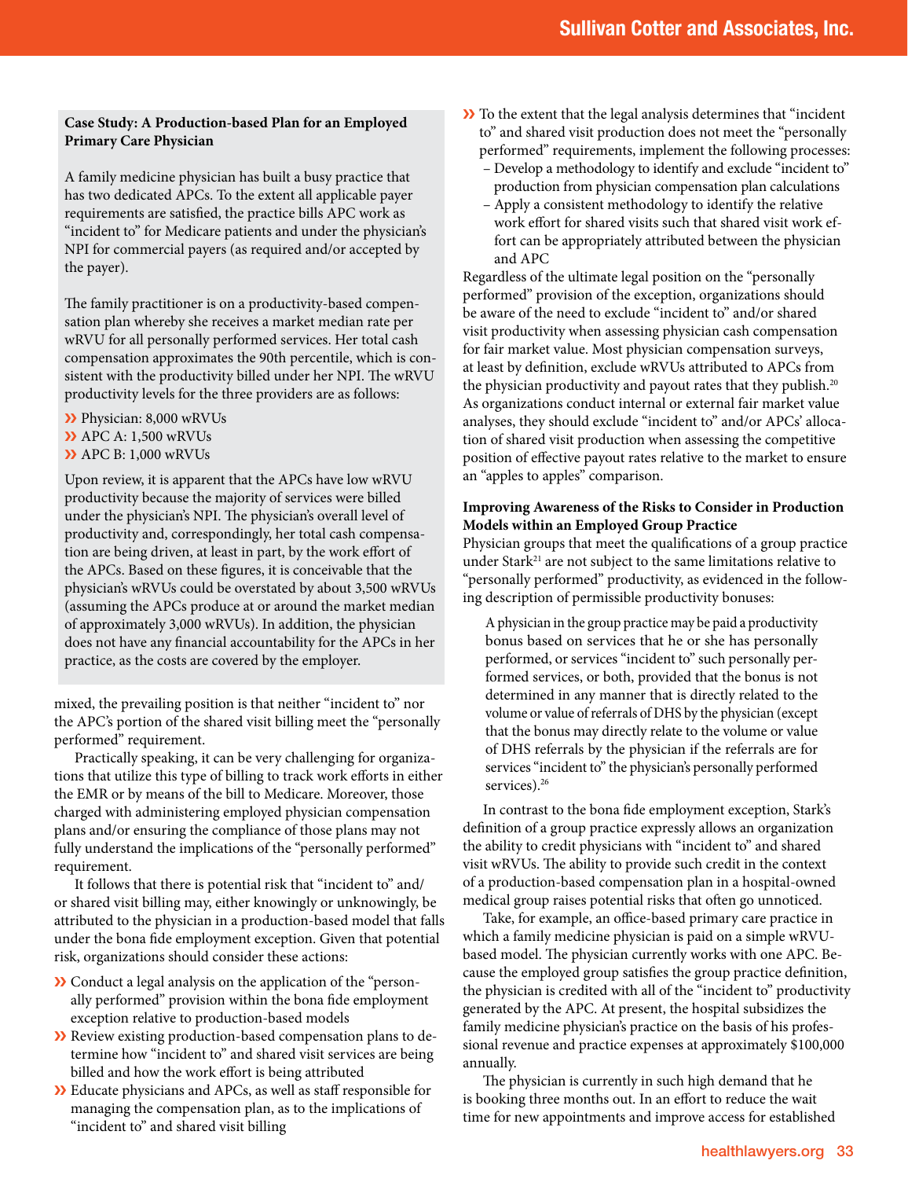**Case Study: A Production-based Plan for an Employed Primary Care Physician**

A family medicine physician has built a busy practice that has two dedicated APCs. To the extent all applicable payer requirements are satisfied, the practice bills APC work as "incident to" for Medicare patients and under the physician's NPI for commercial payers (as required and/or accepted by the payer).

The family practitioner is on a productivity-based compensation plan whereby she receives a market median rate per wRVU for all personally performed services. Her total cash compensation approximates the 90th percentile, which is consistent with the productivity billed under her NPI. The wRVU productivity levels for the three providers are as follows:

- Physician: 8,000 wRVUs
- APC A: 1,500 wRVUs
- APC B: 1,000 wRVUs

Upon review, it is apparent that the APCs have low wRVU productivity because the majority of services were billed under the physician's NPI. The physician's overall level of productivity and, correspondingly, her total cash compensation are being driven, at least in part, by the work effort of the APCs. Based on these figures, it is conceivable that the physician's wRVUs could be overstated by about 3,500 wRVUs (assuming the APCs produce at or around the market median of approximately 3,000 wRVUs). In addition, the physician does not have any financial accountability for the APCs in her practice, as the costs are covered by the employer.

mixed, the prevailing position is that neither "incident to" nor the APC's portion of the shared visit billing meet the "personally performed" requirement.

Practically speaking, it can be very challenging for organizations that utilize this type of billing to track work efforts in either the EMR or by means of the bill to Medicare. Moreover, those charged with administering employed physician compensation plans and/or ensuring the compliance of those plans may not fully understand the implications of the "personally performed" requirement.

It follows that there is potential risk that "incident to" and/or shared visit billing may, either knowingly or unknowingly, be attributed to the physician in a production-based model that falls under the bona fide employment exception. Given that potential risk, organizations should consider these actions:

- Conduct a legal analysis on the application of the "personally performed" provision within the bona fide employment exception relative to production-based models
- Review existing production-based compensation plans to determine how "incident to" and shared visit services are being billed and how the work effort is being attributed
- Educate physicians and APCs, as well as staff responsible for managing the compensation plan, as to the implications of "incident to" and shared visit billing
- To the extent that the legal analysis determines that "incident to" and shared visit production does not meet the "personally performed" requirements, implement the following processes:
  - Develop a methodology to identify and exclude "incident to" production from physician compensation plan calculations
  - Apply a consistent methodology to identify the relative work effort for shared visits such that shared visit work effort can be appropriately attributed between the physician and APC

Regardless of the ultimate legal position on the "personally performed" provision of the exception, organizations should be aware of the need to exclude "incident to" and/or shared visit productivity when assessing physician cash compensation for fair market value. Most physician compensation surveys, at least by definition, exclude wRVUs attributed to APCs from the physician productivity and payout rates that they publish.[20] As organizations conduct internal or external fair market value analyses, they should exclude "incident to" and/or APCs' allocation of shared visit production when assessing the competitive position of effective payout rates relative to the market to ensure an "apples to apples" comparison.

**Improving Awareness of the Risks to Consider in Production Models within an Employed Group Practice**

Physician groups that meet the qualifications of a group practice under Stark[21] are not subject to the same limitations relative to "personally performed" productivity, as evidenced in the following description of permissible productivity bonuses:

> A physician in the group practice may be paid a productivity bonus based on services that he or she has personally performed, or services "incident to" such personally performed services, or both, provided that the bonus is not determined in any manner that is directly related to the volume or value of referrals of DHS by the physician (except that the bonus may directly relate to the volume or value of DHS referrals by the physician if the referrals are for services "incident to" the physician's personally performed services).[26]

In contrast to the bona fide employment exception, Stark's definition of a group practice expressly allows an organization the ability to credit physicians with "incident to" and shared visit wRVUs. The ability to provide such credit in the context of a production-based compensation plan in a hospital-owned medical group raises potential risks that often go unnoticed.

Take, for example, an office-based primary care practice in which a family medicine physician is paid on a simple wRVU-based model. The physician currently works with one APC. Because the employed group satisfies the group practice definition, the physician is credited with all of the "incident to" productivity generated by the APC. At present, the hospital subsidizes the family medicine physician's practice on the basis of his professional revenue and practice expenses at approximately $100,000 annually.

The physician is currently in such high demand that he is booking three months out. In an effort to reduce the wait time for new appointments and improve access for established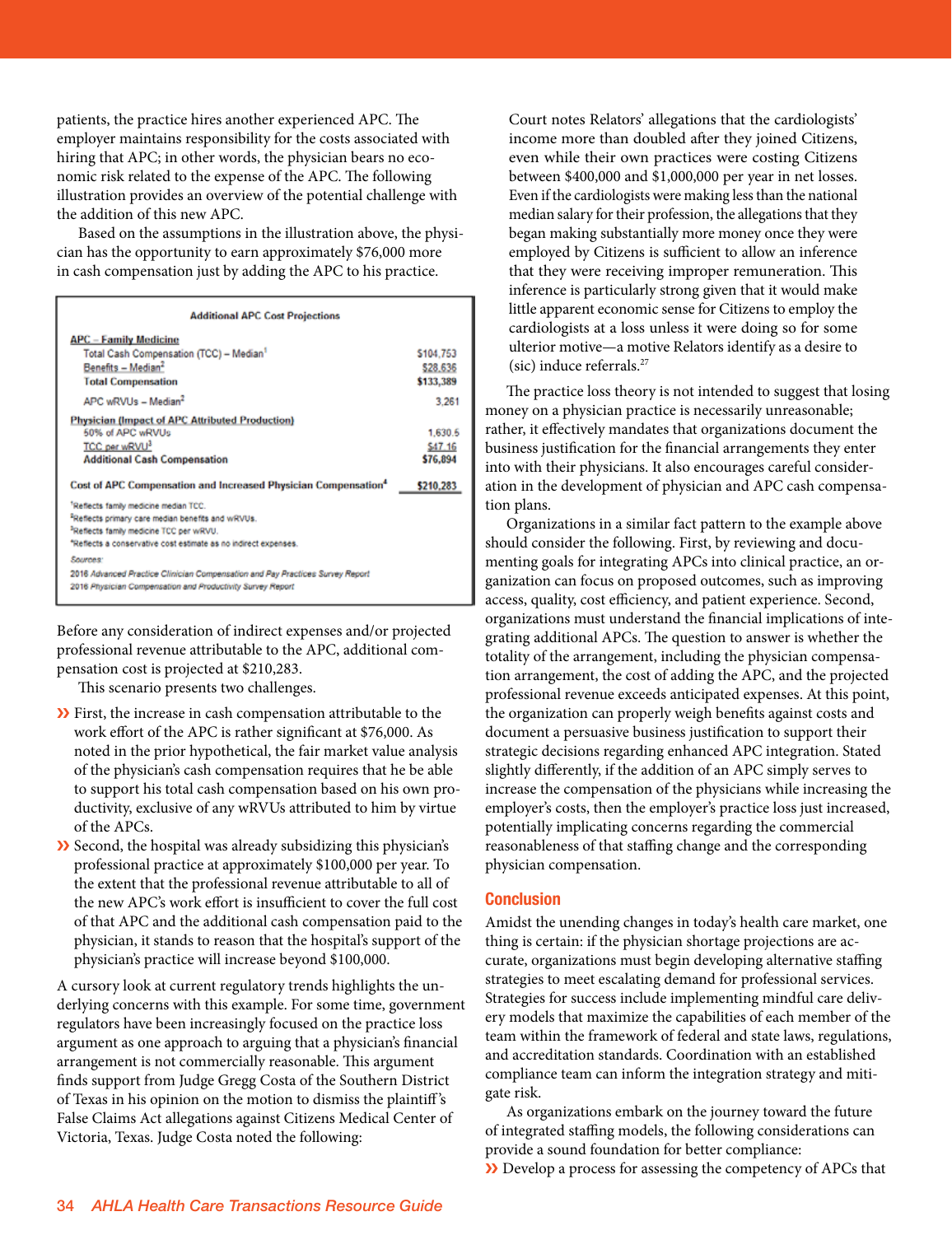patients, the practice hires another experienced APC. The employer maintains responsibility for the costs associated with hiring that APC; in other words, the physician bears no economic risk related to the expense of the APC. The following illustration provides an overview of the potential challenge with the addition of this new APC.

Based on the assumptions in the illustration above, the physician has the opportunity to earn approximately $76,000 more in cash compensation just by adding the APC to his practice.

**Additional APC Cost Projections**

| | |
|---|---|
| **APC – Family Medicine** | |
| Total Cash Compensation (TCC) – Median[1] | $104,753 |
| Benefits – Median[2] | $28,636 |
| **Total Compensation** | **$133,389** |
| APC wRVUs – Median[2] | 3,261 |
| **Physician (Impact of APC Attributed Production)** | |
| 50% of APC wRVUs | 1,630.5 |
| TCC per wRVU[3] | $47.16 |
| **Additional Cash Compensation** | **$76,894** |
| **Cost of APC Compensation and Increased Physician Compensation[4]** | **$210,283** |

[1]Reflects family medicine median TCC.
[2]Reflects primary care median benefits and wRVUs.
[3]Reflects family medicine TCC per wRVU.
[4]Reflects a conservative cost estimate as no indirect expenses.

*Sources:*
*2016 Advanced Practice Clinician Compensation and Pay Practices Survey Report*
*2016 Physician Compensation and Productivity Survey Report*

Before any consideration of indirect expenses and/or projected professional revenue attributable to the APC, additional compensation cost is projected at $210,283.

This scenario presents two challenges.

- First, the increase in cash compensation attributable to the work effort of the APC is rather significant at $76,000. As noted in the prior hypothetical, the fair market value analysis of the physician's cash compensation requires that he be able to support his total cash compensation based on his own productivity, exclusive of any wRVUs attributed to him by virtue of the APCs.
- Second, the hospital was already subsidizing this physician's professional practice at approximately $100,000 per year. To the extent that the professional revenue attributable to all of the new APC's work effort is insufficient to cover the full cost of that APC and the additional cash compensation paid to the physician, it stands to reason that the hospital's support of the physician's practice will increase beyond $100,000.

A cursory look at current regulatory trends highlights the underlying concerns with this example. For some time, government regulators have been increasingly focused on the practice loss argument as one approach to arguing that a physician's financial arrangement is not commercially reasonable. This argument finds support from Judge Gregg Costa of the Southern District of Texas in his opinion on the motion to dismiss the plaintiff's False Claims Act allegations against Citizens Medical Center of Victoria, Texas. Judge Costa noted the following:

> Court notes Relators' allegations that the cardiologists' income more than doubled after they joined Citizens, even while their own practices were costing Citizens between $400,000 and $1,000,000 per year in net losses. Even if the cardiologists were making less than the national median salary for their profession, the allegations that they began making substantially more money once they were employed by Citizens is sufficient to allow an inference that they were receiving improper remuneration. This inference is particularly strong given that it would make little apparent economic sense for Citizens to employ the cardiologists at a loss unless it were doing so for some ulterior motive—a motive Relators identify as a desire to (sic) induce referrals.[27]

The practice loss theory is not intended to suggest that losing money on a physician practice is necessarily unreasonable; rather, it effectively mandates that organizations document the business justification for the financial arrangements they enter into with their physicians. It also encourages careful consideration in the development of physician and APC cash compensation plans.

Organizations in a similar fact pattern to the example above should consider the following. First, by reviewing and documenting goals for integrating APCs into clinical practice, an organization can focus on proposed outcomes, such as improving access, quality, cost efficiency, and patient experience. Second, organizations must understand the financial implications of integrating additional APCs. The question to answer is whether the totality of the arrangement, including the physician compensation arrangement, the cost of adding the APC, and the projected professional revenue exceeds anticipated expenses. At this point, the organization can properly weigh benefits against costs and document a persuasive business justification to support their strategic decisions regarding enhanced APC integration. Stated slightly differently, if the addition of an APC simply serves to increase the compensation of the physicians while increasing the employer's costs, then the employer's practice loss just increased, potentially implicating concerns regarding the commercial reasonableness of that staffing change and the corresponding physician compensation.

## Conclusion

Amidst the unending changes in today's health care market, one thing is certain: if the physician shortage projections are accurate, organizations must begin developing alternative staffing strategies to meet escalating demand for professional services. Strategies for success include implementing mindful care delivery models that maximize the capabilities of each member of the team within the framework of federal and state laws, regulations, and accreditation standards. Coordination with an established compliance team can inform the integration strategy and mitigate risk.

As organizations embark on the journey toward the future of integrated staffing models, the following considerations can provide a sound foundation for better compliance:

- Develop a process for assessing the competency of APCs that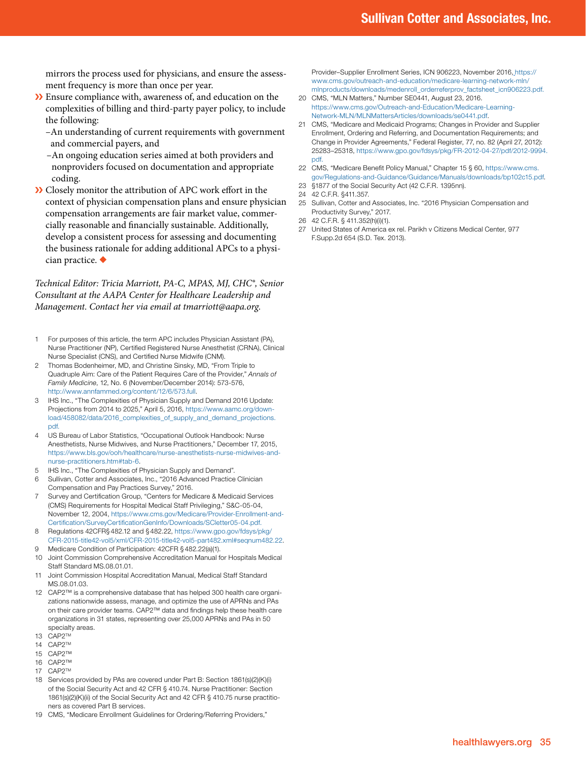mirrors the process used for physicians, and ensure the assessment frequency is more than once per year.

- Ensure compliance with, awareness of, and education on the complexities of billing and third-party payer policy, to include the following:
  - An understanding of current requirements with government and commercial payers, and
  - An ongoing education series aimed at both providers and nonproviders focused on documentation and appropriate coding.
- Closely monitor the attribution of APC work effort in the context of physician compensation plans and ensure physician compensation arrangements are fair market value, commercially reasonable and financially sustainable. Additionally, develop a consistent process for assessing and documenting the business rationale for adding additional APCs to a physician practice. ◆

*Technical Editor: Tricia Marriott, PA-C, MPAS, MJ, CHC®, Senior Consultant at the AAPA Center for Healthcare Leadership and Management. Contact her via email at tmarriott@aapa.org.*

1. For purposes of this article, the term APC includes Physician Assistant (PA), Nurse Practitioner (NP), Certified Registered Nurse Anesthetist (CRNA), Clinical Nurse Specialist (CNS), and Certified Nurse Midwife (CNM).
2. Thomas Bodenheimer, MD, and Christine Sinsky, MD, "From Triple to Quadruple Aim: Care of the Patient Requires Care of the Provider," *Annals of Family Medicine*, 12, No. 6 (November/December 2014): 573-576, http://www.annfammed.org/content/12/6/573.full.
3. IHS Inc., "The Complexities of Physician Supply and Demand 2016 Update: Projections from 2014 to 2025," April 5, 2016, https://www.aamc.org/download/458082/data/2016_complexities_of_supply_and_demand_projections.pdf.
4. US Bureau of Labor Statistics, "Occupational Outlook Handbook: Nurse Anesthetists, Nurse Midwives, and Nurse Practitioners," December 17, 2015, https://www.bls.gov/ooh/healthcare/nurse-anesthetists-nurse-midwives-and-nurse-practitioners.htm#tab-6.
5. IHS Inc., "The Complexities of Physician Supply and Demand".
6. Sullivan, Cotter and Associates, Inc., "2016 Advanced Practice Clinician Compensation and Pay Practices Survey," 2016.
7. Survey and Certification Group, "Centers for Medicare & Medicaid Services (CMS) Requirements for Hospital Medical Staff Privileging," S&C-05-04, November 12, 2004, https://www.cms.gov/Medicare/Provider-Enrollment-and-Certification/SurveyCertificationGenInfo/Downloads/SCletter05-04.pdf.
8. Regulations 42CFR§ 482.12 and § 482.22, https://www.gpo.gov/fdsys/pkg/CFR-2015-title42-vol5/xml/CFR-2015-title42-vol5-part482.xml#seqnum482.22.
9. Medicare Condition of Participation: 42CFR § 482.22(a)(1).
10. Joint Commission Comprehensive Accreditation Manual for Hospitals Medical Staff Standard MS.08.01.01.
11. Joint Commission Hospital Accreditation Manual, Medical Staff Standard MS.08.01.03.
12. CAP2™ is a comprehensive database that has helped 300 health care organizations nationwide assess, manage, and optimize the use of APRNs and PAs on their care provider teams. CAP2™ data and findings help these health care organizations in 31 states, representing over 25,000 APRNs and PAs in 50 specialty areas.
13. CAP2™
14. CAP2™
15. CAP2™
16. CAP2™
17. CAP2™
18. Services provided by PAs are covered under Part B: Section 1861(s)(2)(K)(i) of the Social Security Act and 42 CFR § 410.74. Nurse Practitioner: Section 1861(s)(2)(K)(ii) of the Social Security Act and 42 CFR § 410.75 nurse practitioners as covered Part B services.
19. CMS, "Medicare Enrollment Guidelines for Ordering/Referring Providers," Provider–Supplier Enrollment Series, ICN 906223, November 2016, https://www.cms.gov/outreach-and-education/medicare-learning-network-mln/mlnproducts/downloads/medenroll_orderreferprov_factsheet_icn906223.pdf.
20. CMS, "MLN Matters," Number SE0441, August 23, 2016. https://www.cms.gov/Outreach-and-Education/Medicare-Learning-Network-MLN/MLNMattersArticles/downloads/se0441.pdf.
21. CMS, "Medicare and Medicaid Programs; Changes in Provider and Supplier Enrollment, Ordering and Referring, and Documentation Requirements; and Change in Provider Agreements," Federal Register, 77, no. 82 (April 27, 2012): 25283–25318, https://www.gpo.gov/fdsys/pkg/FR-2012-04-27/pdf/2012-9994.pdf.
22. CMS, "Medicare Benefit Policy Manual," Chapter 15 § 60, https://www.cms.gov/Regulations-and-Guidance/Guidance/Manuals/downloads/bp102c15.pdf.
23. §1877 of the Social Security Act (42 C.F.R. 1395nn).
24. 42 C.F.R. §411.357.
25. Sullivan, Cotter and Associates, Inc. "2016 Physician Compensation and Productivity Survey," 2017.
26. 42 C.F.R. § 411.352(h)(i)(1).
27. United States of America ex rel. Parikh v Citizens Medical Center, 977 F.Supp.2d 654 (S.D. Tex. 2013).